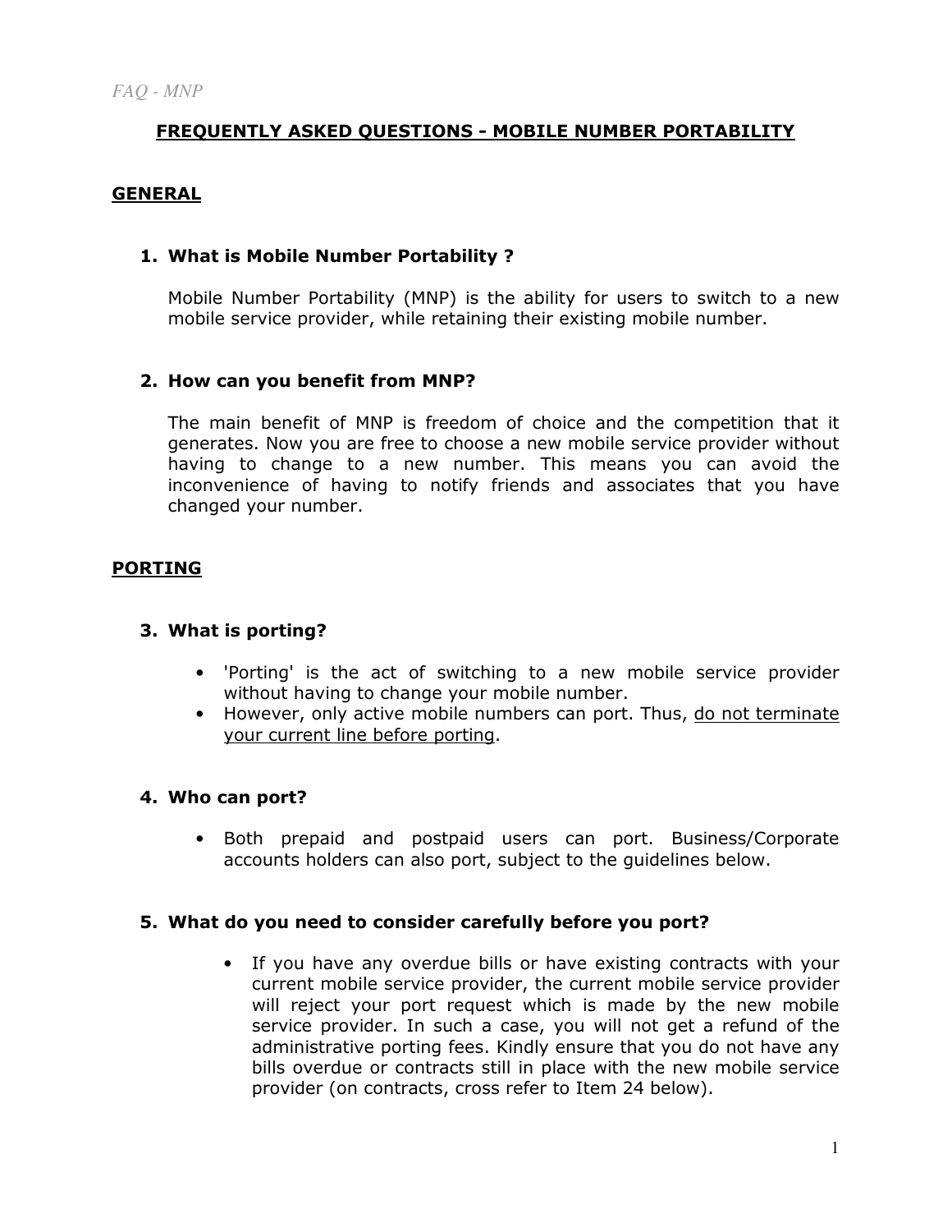# FREQUENTLY ASKED QUESTIONS - MOBILE NUMBER PORTABILITY

## GENERAL

### 1. What is Mobile Number Portability ?

Mobile Number Portability (MNP) is the ability for users to switch to a new mobile service provider, while retaining their existing mobile number.

### 2. How can you benefit from MNP?

The main benefit of MNP is freedom of choice and the competition that it generates. Now you are free to choose a new mobile service provider without having to change to a new number. This means you can avoid the inconvenience of having to notify friends and associates that you have changed your number.

## PORTING

### 3. What is porting?

- 'Porting' is the act of switching to a new mobile service provider without having to change your mobile number.
- However, only active mobile numbers can port. Thus, <u>do not terminate your current line before porting</u>.

### 4. Who can port?

- Both prepaid and postpaid users can port. Business/Corporate accounts holders can also port, subject to the guidelines below.

### 5. What do you need to consider carefully before you port?

- If you have any overdue bills or have existing contracts with your current mobile service provider, the current mobile service provider will reject your port request which is made by the new mobile service provider. In such a case, you will not get a refund of the administrative porting fees. Kindly ensure that you do not have any bills overdue or contracts still in place with the new mobile service provider (on contracts, cross refer to Item 24 below).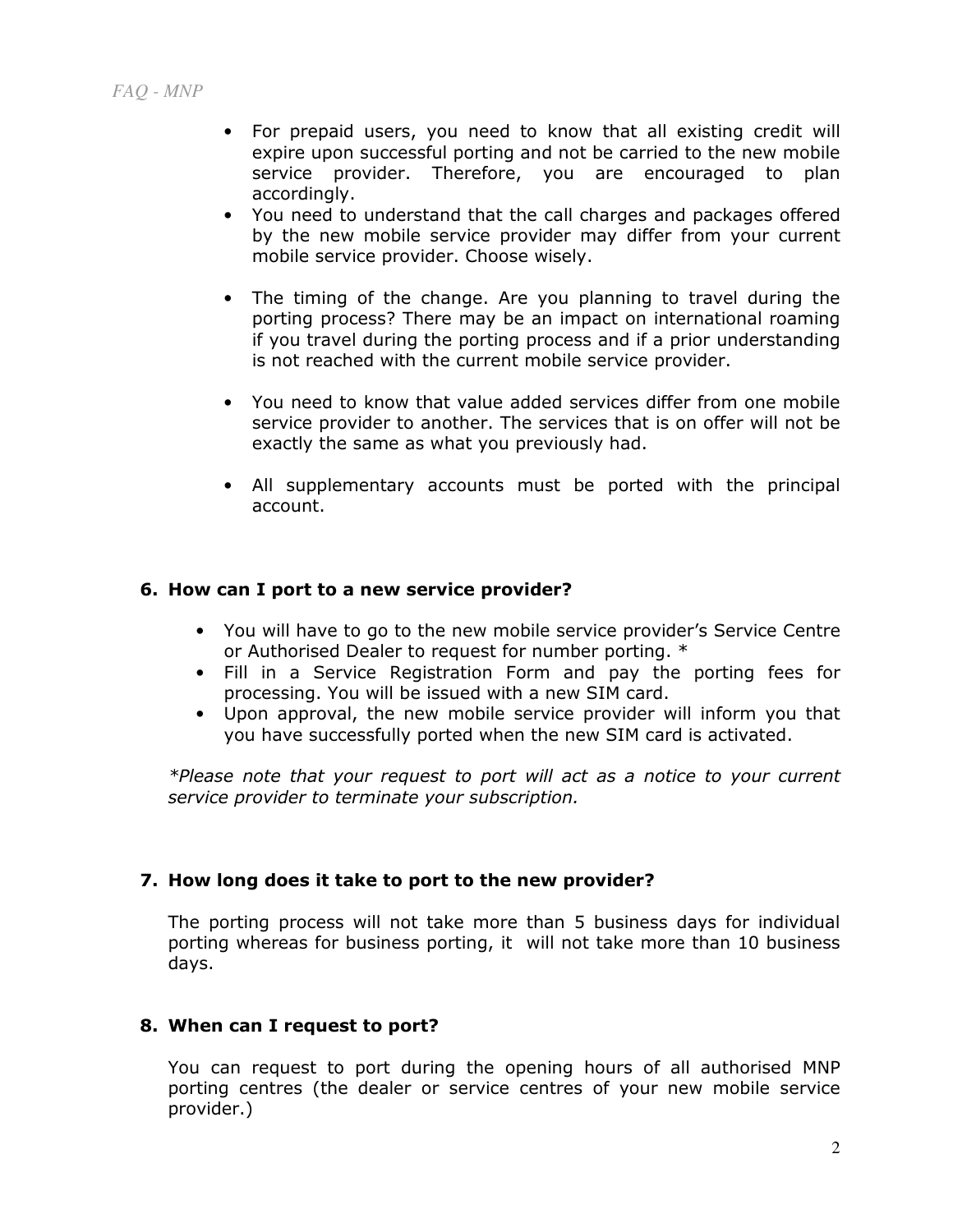- For prepaid users, you need to know that all existing credit will expire upon successful porting and not be carried to the new mobile service provider. Therefore, you are encouraged to plan accordingly.
- You need to understand that the call charges and packages offered by the new mobile service provider may differ from your current mobile service provider. Choose wisely.
- The timing of the change. Are you planning to travel during the porting process? There may be an impact on international roaming if you travel during the porting process and if a prior understanding is not reached with the current mobile service provider.
- You need to know that value added services differ from one mobile service provider to another. The services that is on offer will not be exactly the same as what you previously had.
- All supplementary accounts must be ported with the principal account.

**6. How can I port to a new service provider?**

- You will have to go to the new mobile service provider's Service Centre or Authorised Dealer to request for number porting. *
- Fill in a Service Registration Form and pay the porting fees for processing. You will be issued with a new SIM card.
- Upon approval, the new mobile service provider will inform you that you have successfully ported when the new SIM card is activated.

*\*Please note that your request to port will act as a notice to your current service provider to terminate your subscription.*

**7. How long does it take to port to the new provider?**

The porting process will not take more than 5 business days for individual porting whereas for business porting, it will not take more than 10 business days.

**8. When can I request to port?**

You can request to port during the opening hours of all authorised MNP porting centres (the dealer or service centres of your new mobile service provider.)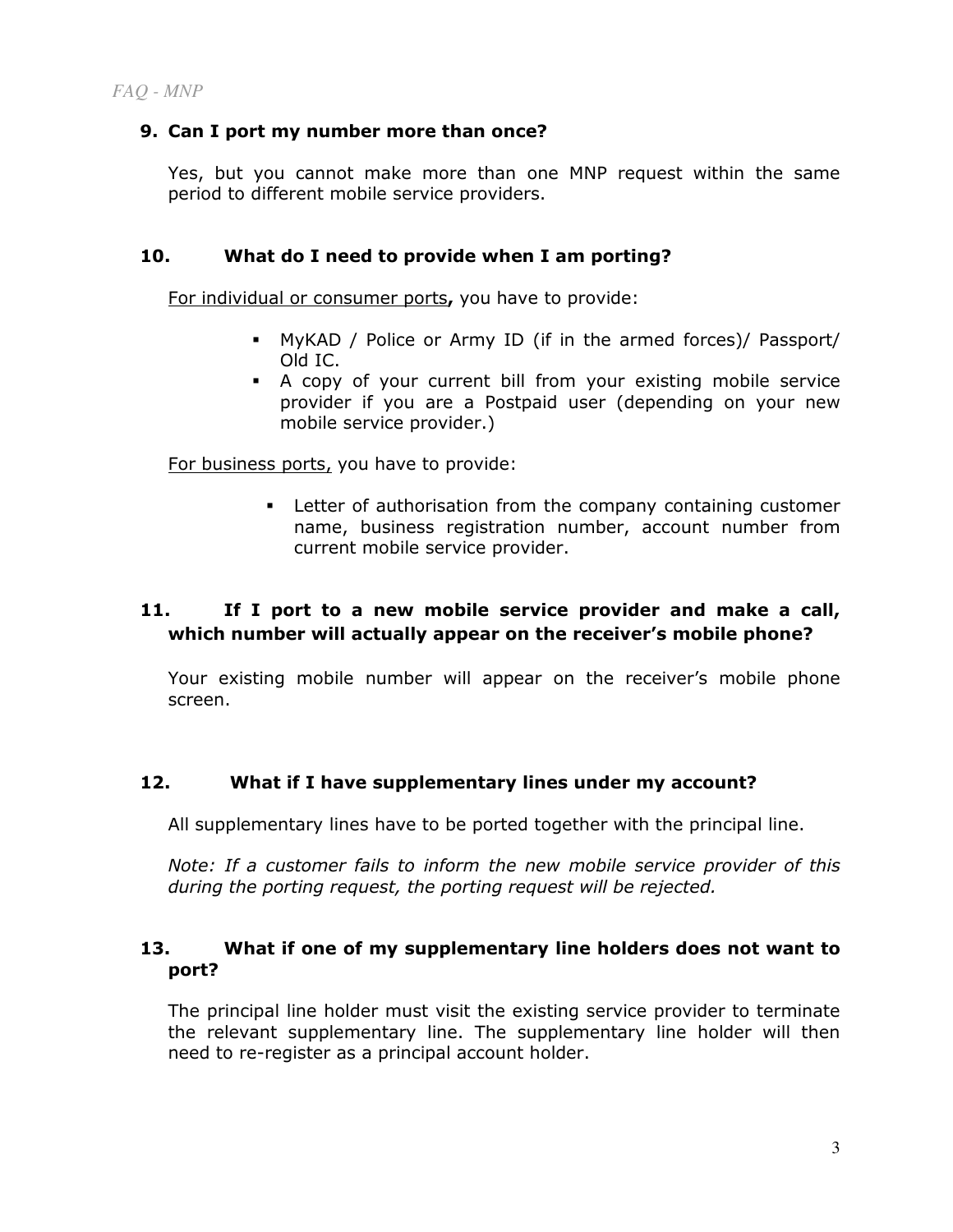### 9. Can I port my number more than once?

Yes, but you cannot make more than one MNP request within the same period to different mobile service providers.

### 10. What do I need to provide when I am porting?

<u>For individual or consumer ports</u>**,** you have to provide:

- MyKAD / Police or Army ID (if in the armed forces)/ Passport/ Old IC.
- A copy of your current bill from your existing mobile service provider if you are a Postpaid user (depending on your new mobile service provider.)

<u>For business ports,</u> you have to provide:

- Letter of authorisation from the company containing customer name, business registration number, account number from current mobile service provider.

### 11. If I port to a new mobile service provider and make a call, which number will actually appear on the receiver's mobile phone?

Your existing mobile number will appear on the receiver's mobile phone screen.

### 12. What if I have supplementary lines under my account?

All supplementary lines have to be ported together with the principal line.

*Note: If a customer fails to inform the new mobile service provider of this during the porting request, the porting request will be rejected.*

### 13. What if one of my supplementary line holders does not want to port?

The principal line holder must visit the existing service provider to terminate the relevant supplementary line. The supplementary line holder will then need to re-register as a principal account holder.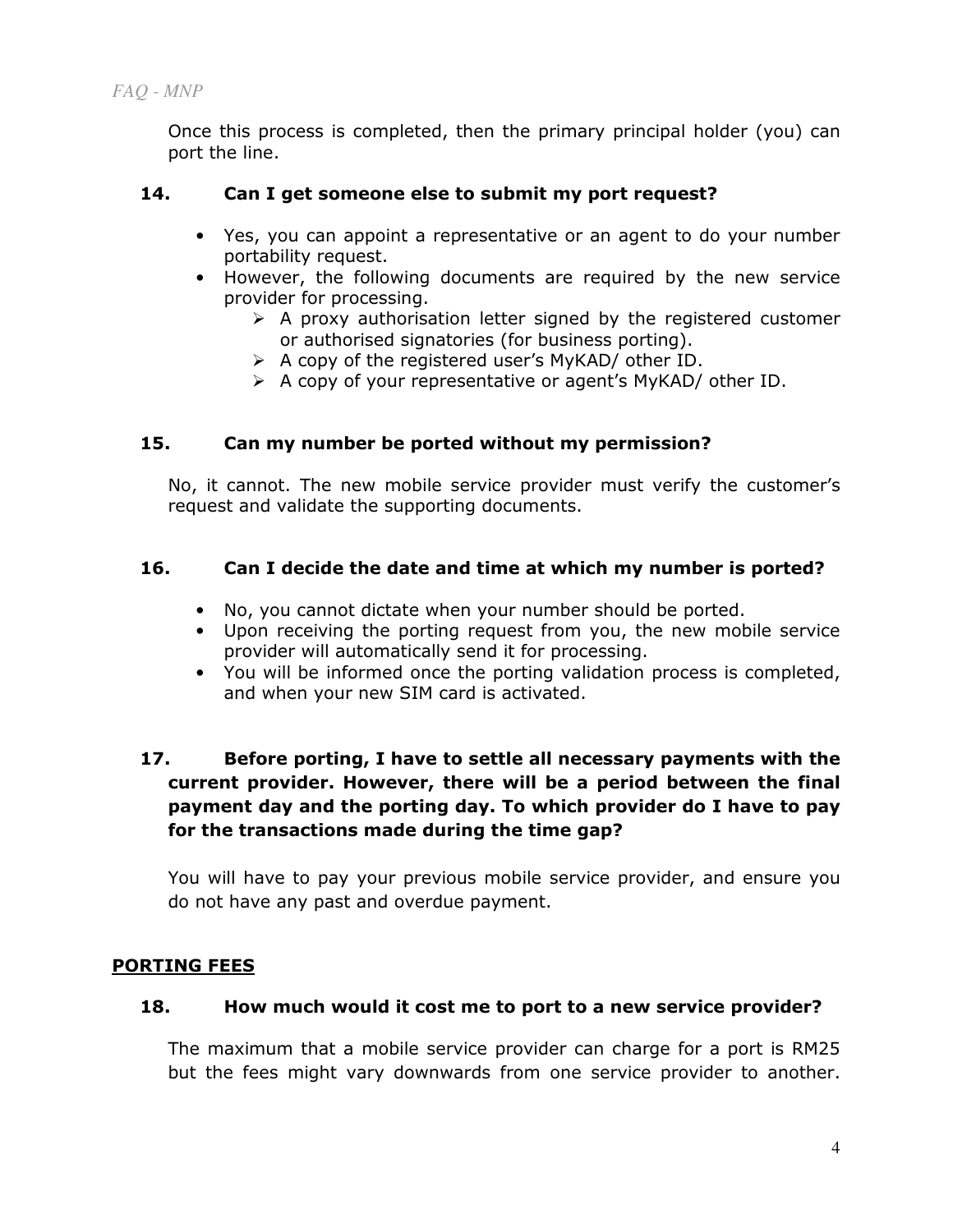Once this process is completed, then the primary principal holder (you) can port the line.

### 14. Can I get someone else to submit my port request?

- Yes, you can appoint a representative or an agent to do your number portability request.
- However, the following documents are required by the new service provider for processing.
  - A proxy authorisation letter signed by the registered customer or authorised signatories (for business porting).
  - A copy of the registered user's MyKAD/ other ID.
  - A copy of your representative or agent's MyKAD/ other ID.

### 15. Can my number be ported without my permission?

No, it cannot. The new mobile service provider must verify the customer's request and validate the supporting documents.

### 16. Can I decide the date and time at which my number is ported?

- No, you cannot dictate when your number should be ported.
- Upon receiving the porting request from you, the new mobile service provider will automatically send it for processing.
- You will be informed once the porting validation process is completed, and when your new SIM card is activated.

### 17. Before porting, I have to settle all necessary payments with the current provider. However, there will be a period between the final payment day and the porting day. To which provider do I have to pay for the transactions made during the time gap?

You will have to pay your previous mobile service provider, and ensure you do not have any past and overdue payment.

## PORTING FEES

### 18. How much would it cost me to port to a new service provider?

The maximum that a mobile service provider can charge for a port is RM25 but the fees might vary downwards from one service provider to another.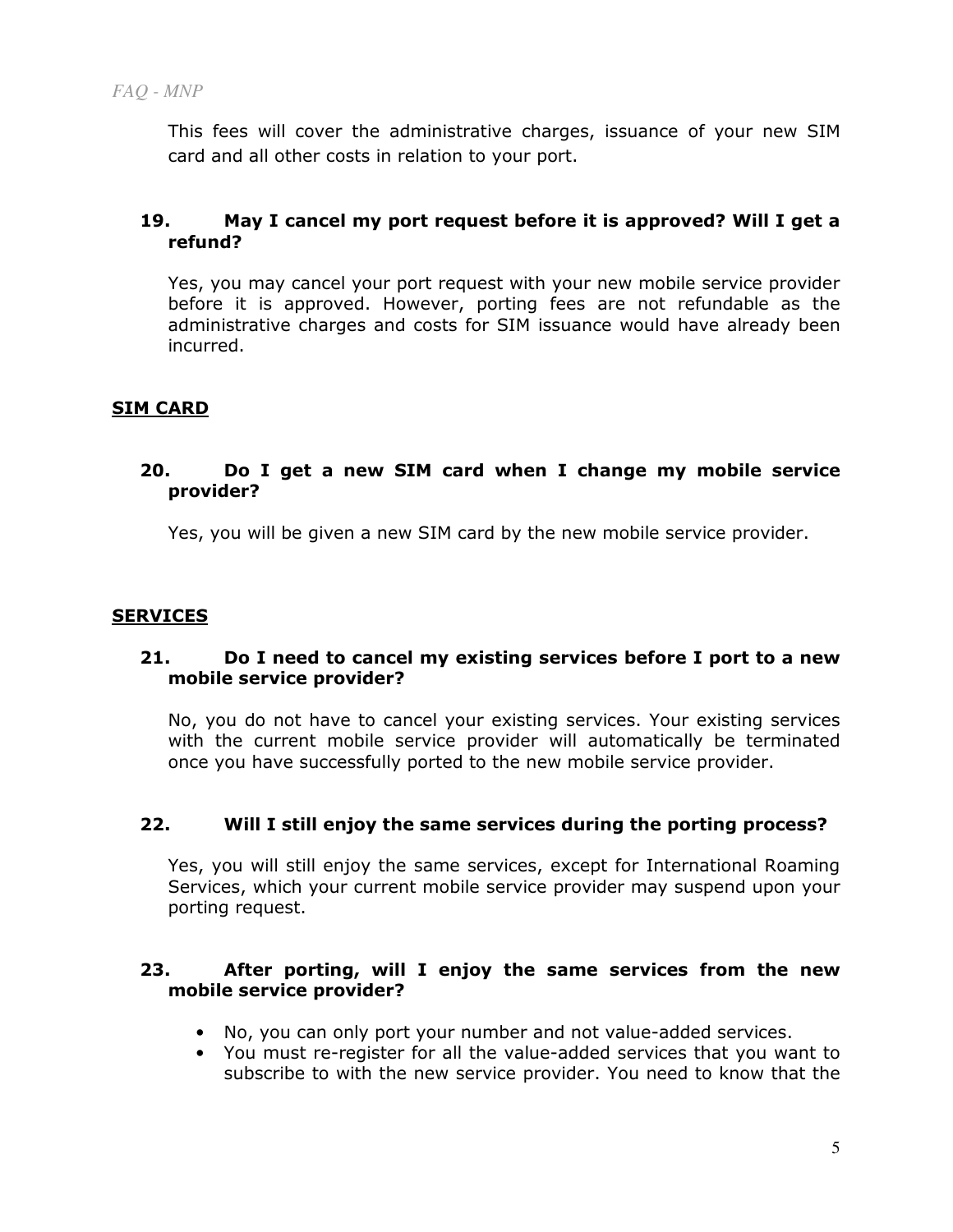This fees will cover the administrative charges, issuance of your new SIM card and all other costs in relation to your port.

### 19. May I cancel my port request before it is approved? Will I get a refund?

Yes, you may cancel your port request with your new mobile service provider before it is approved. However, porting fees are not refundable as the administrative charges and costs for SIM issuance would have already been incurred.

## SIM CARD

### 20. Do I get a new SIM card when I change my mobile service provider?

Yes, you will be given a new SIM card by the new mobile service provider.

## SERVICES

### 21. Do I need to cancel my existing services before I port to a new mobile service provider?

No, you do not have to cancel your existing services. Your existing services with the current mobile service provider will automatically be terminated once you have successfully ported to the new mobile service provider.

### 22. Will I still enjoy the same services during the porting process?

Yes, you will still enjoy the same services, except for International Roaming Services, which your current mobile service provider may suspend upon your porting request.

### 23. After porting, will I enjoy the same services from the new mobile service provider?

- No, you can only port your number and not value-added services.
- You must re-register for all the value-added services that you want to subscribe to with the new service provider. You need to know that the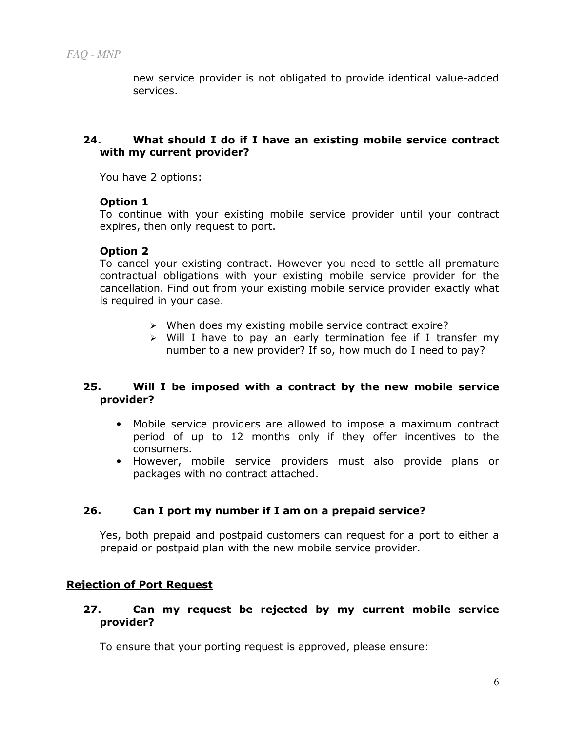new service provider is not obligated to provide identical value-added services.

### 24. What should I do if I have an existing mobile service contract with my current provider?

You have 2 options:

**Option 1**
To continue with your existing mobile service provider until your contract expires, then only request to port.

**Option 2**
To cancel your existing contract. However you need to settle all premature contractual obligations with your existing mobile service provider for the cancellation. Find out from your existing mobile service provider exactly what is required in your case.

- When does my existing mobile service contract expire?
- Will I have to pay an early termination fee if I transfer my number to a new provider? If so, how much do I need to pay?

### 25. Will I be imposed with a contract by the new mobile service provider?

- Mobile service providers are allowed to impose a maximum contract period of up to 12 months only if they offer incentives to the consumers.
- However, mobile service providers must also provide plans or packages with no contract attached.

### 26. Can I port my number if I am on a prepaid service?

Yes, both prepaid and postpaid customers can request for a port to either a prepaid or postpaid plan with the new mobile service provider.

## Rejection of Port Request

### 27. Can my request be rejected by my current mobile service provider?

To ensure that your porting request is approved, please ensure: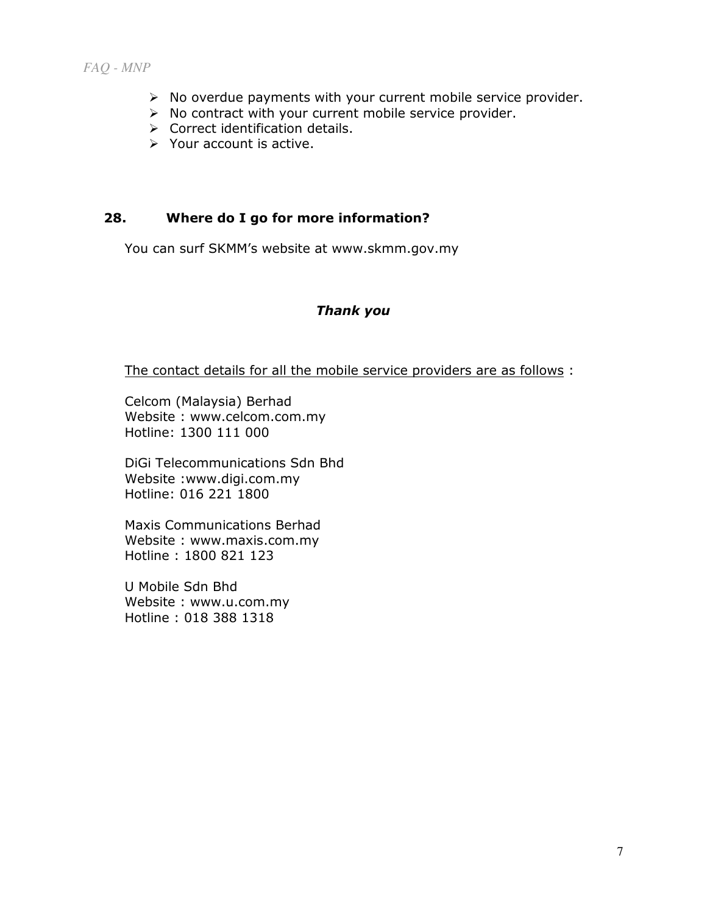- No overdue payments with your current mobile service provider.
- No contract with your current mobile service provider.
- Correct identification details.
- Your account is active.

### 28. Where do I go for more information?

You can surf SKMM's website at www.skmm.gov.my

***Thank you***

<u>The contact details for all the mobile service providers are as follows</u> :

Celcom (Malaysia) Berhad
Website : www.celcom.com.my
Hotline: 1300 111 000

DiGi Telecommunications Sdn Bhd
Website :www.digi.com.my
Hotline: 016 221 1800

Maxis Communications Berhad
Website : www.maxis.com.my
Hotline : 1800 821 123

U Mobile Sdn Bhd
Website : www.u.com.my
Hotline : 018 388 1318